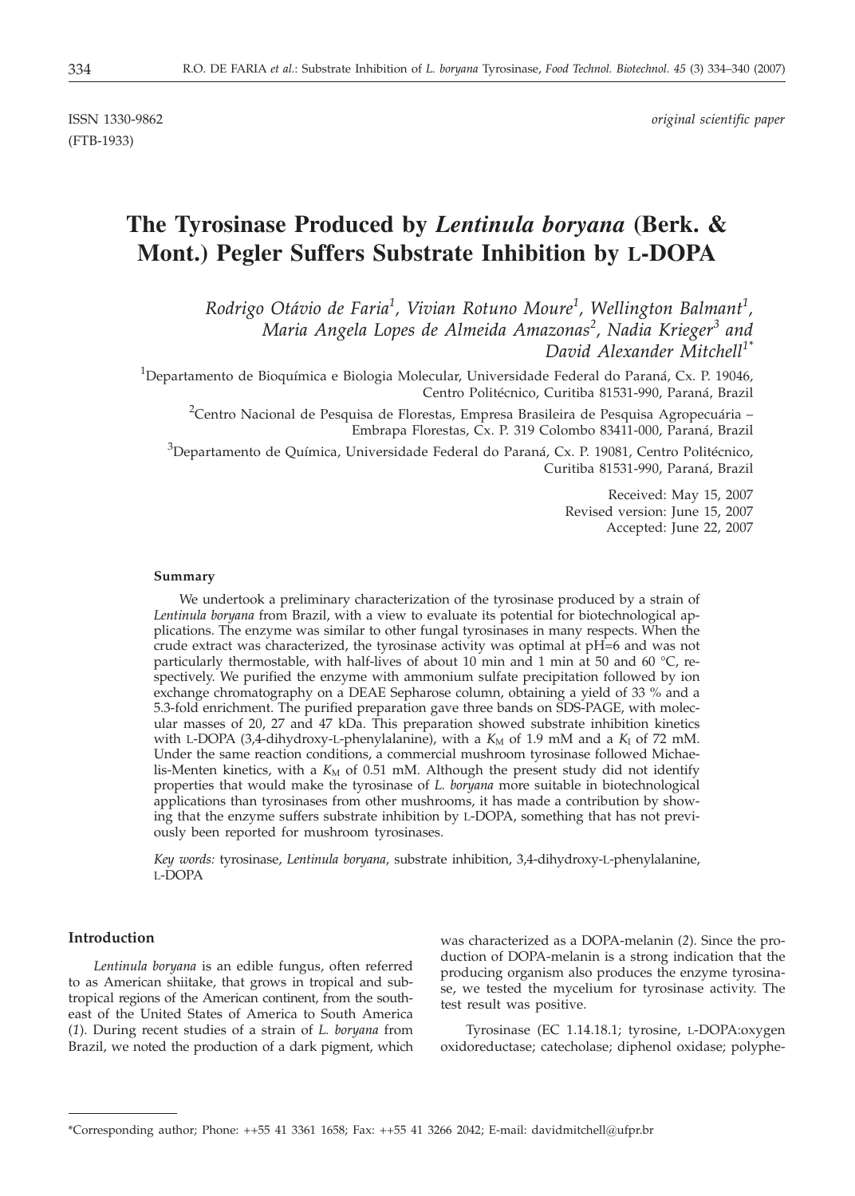ISSN 1330-9862 *original scientific paper*

(FTB-1933)

# The Tyrosinase Produced by *Lentinula boryana* (Berk. & Mont.) Pegler Suffers Substrate Inhibition by L-DOPA

*Rodrigo Otávio de Faria[1], Vivian Rotuno Moure[1], Wellington Balmant[1], Maria Angela Lopes de Almeida Amazonas[2], Nadia Krieger[3] and David Alexander Mitchell[1*]*

[1]Departamento de Bioquímica e Biologia Molecular, Universidade Federal do Paraná, Cx. P. 19046, Centro Politécnico, Curitiba 81531-990, Paraná, Brazil

[2]Centro Nacional de Pesquisa de Florestas, Empresa Brasileira de Pesquisa Agropecuária – Embrapa Florestas, Cx. P. 319 Colombo 83411-000, Paraná, Brazil

[3]Departamento de Química, Universidade Federal do Paraná, Cx. P. 19081, Centro Politécnico, Curitiba 81531-990, Paraná, Brazil

Received: May 15, 2007
Revised version: June 15, 2007
Accepted: June 22, 2007

#### Summary

We undertook a preliminary characterization of the tyrosinase produced by a strain of *Lentinula boryana* from Brazil, with a view to evaluate its potential for biotechnological applications. The enzyme was similar to other fungal tyrosinases in many respects. When the crude extract was characterized, the tyrosinase activity was optimal at pH=6 and was not particularly thermostable, with half-lives of about 10 min and 1 min at 50 and 60 °C, respectively. We purified the enzyme with ammonium sulfate precipitation followed by ion exchange chromatography on a DEAE Sepharose column, obtaining a yield of 33 % and a 5.3-fold enrichment. The purified preparation gave three bands on SDS-PAGE, with molecular masses of 20, 27 and 47 kDa. This preparation showed substrate inhibition kinetics with L-DOPA (3,4-dihydroxy-L-phenylalanine), with a $K_M$ of 1.9 mM and a $K_I$ of 72 mM. Under the same reaction conditions, a commercial mushroom tyrosinase followed Michaelis-Menten kinetics, with a $K_M$ of 0.51 mM. Although the present study did not identify properties that would make the tyrosinase of *L. boryana* more suitable in biotechnological applications than tyrosinases from other mushrooms, it has made a contribution by showing that the enzyme suffers substrate inhibition by L-DOPA, something that has not previously been reported for mushroom tyrosinases.

*Key words:* tyrosinase, *Lentinula boryana*, substrate inhibition, 3,4-dihydroxy-L-phenylalanine, L-DOPA

#### Introduction

*Lentinula boryana* is an edible fungus, often referred to as American shiitake, that grows in tropical and subtropical regions of the American continent, from the southeast of the United States of America to South America (*1*). During recent studies of a strain of *L. boryana* from Brazil, we noted the production of a dark pigment, which was characterized as a DOPA-melanin (*2*). Since the production of DOPA-melanin is a strong indication that the producing organism also produces the enzyme tyrosinase, we tested the mycelium for tyrosinase activity. The test result was positive.

Tyrosinase (EC 1.14.18.1; tyrosine, L-DOPA:oxygen oxidoreductase; catecholase; diphenol oxidase; polyphe-

---

*Corresponding author; Phone: ++55 41 3361 1658; Fax: ++55 41 3266 2042; E-mail: davidmitchell@ufpr.br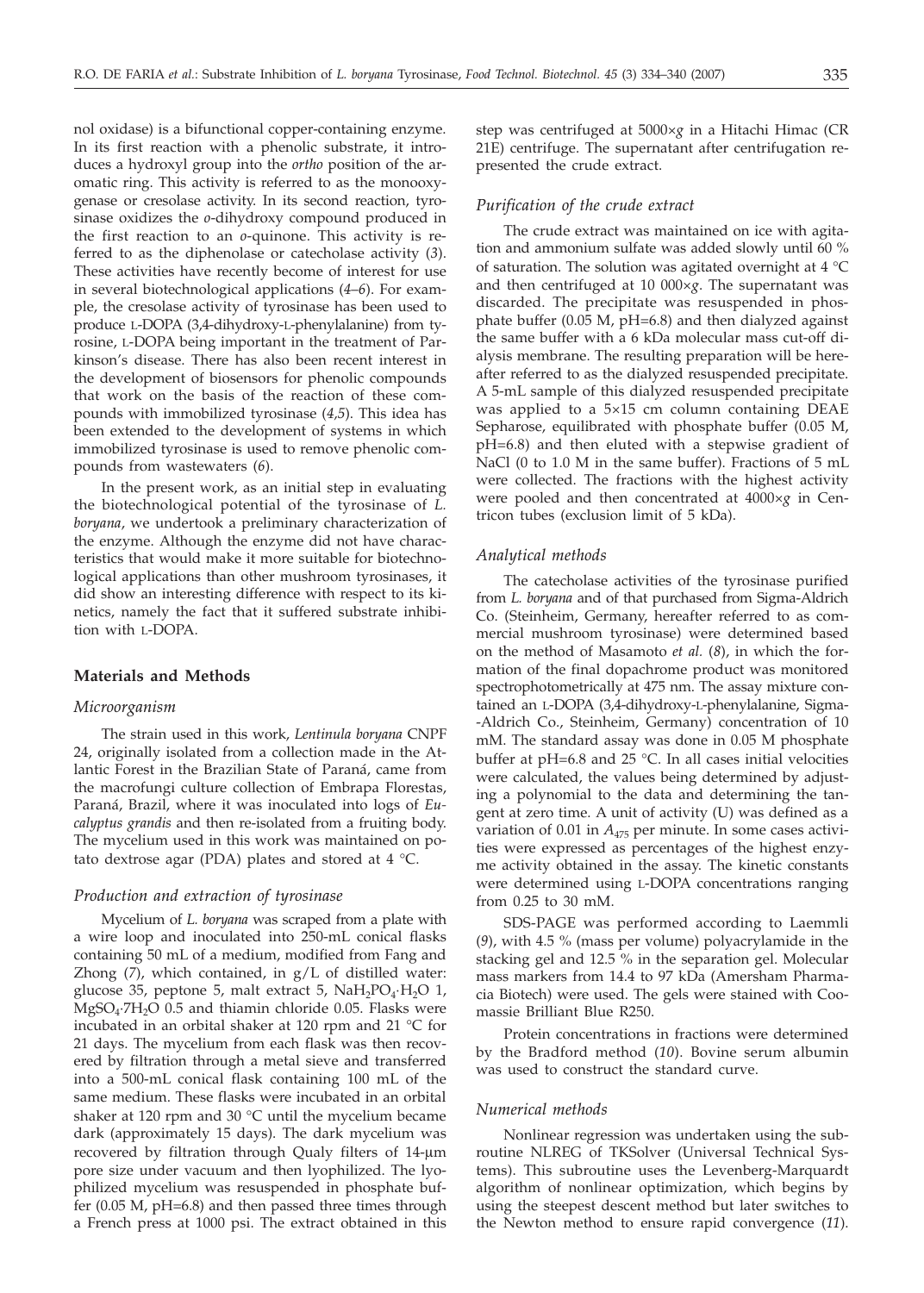nol oxidase) is a bifunctional copper-containing enzyme. In its first reaction with a phenolic substrate, it introduces a hydroxyl group into the *ortho* position of the aromatic ring. This activity is referred to as the monooxygenase or cresolase activity. In its second reaction, tyrosinase oxidizes the *o*-dihydroxy compound produced in the first reaction to an *o*-quinone. This activity is referred to as the diphenolase or catecholase activity (*3*). These activities have recently become of interest for use in several biotechnological applications (*4–6*). For example, the cresolase activity of tyrosinase has been used to produce L-DOPA (3,4-dihydroxy-L-phenylalanine) from tyrosine, L-DOPA being important in the treatment of Parkinson's disease. There has also been recent interest in the development of biosensors for phenolic compounds that work on the basis of the reaction of these compounds with immobilized tyrosinase (*4,5*). This idea has been extended to the development of systems in which immobilized tyrosinase is used to remove phenolic compounds from wastewaters (*6*).

In the present work, as an initial step in evaluating the biotechnological potential of the tyrosinase of *L. boryana*, we undertook a preliminary characterization of the enzyme. Although the enzyme did not have characteristics that would make it more suitable for biotechnological applications than other mushroom tyrosinases, it did show an interesting difference with respect to its kinetics, namely the fact that it suffered substrate inhibition with L-DOPA.

## Materials and Methods

### Microorganism

The strain used in this work, *Lentinula boryana* CNPF 24, originally isolated from a collection made in the Atlantic Forest in the Brazilian State of Paraná, came from the macrofungi culture collection of Embrapa Florestas, Paraná, Brazil, where it was inoculated into logs of *Eucalyptus grandis* and then re-isolated from a fruiting body. The mycelium used in this work was maintained on potato dextrose agar (PDA) plates and stored at 4 °C.

### Production and extraction of tyrosinase

Mycelium of *L. boryana* was scraped from a plate with a wire loop and inoculated into 250-mL conical flasks containing 50 mL of a medium, modified from Fang and Zhong (*7*), which contained, in g/L of distilled water: glucose 35, peptone 5, malt extract 5, $NaH_2PO_4 \cdot H_2O$ 1, $MgSO_4 \cdot 7H_2O$ 0.5 and thiamin chloride 0.05. Flasks were incubated in an orbital shaker at 120 rpm and 21 °C for 21 days. The mycelium from each flask was then recovered by filtration through a metal sieve and transferred into a 500-mL conical flask containing 100 mL of the same medium. These flasks were incubated in an orbital shaker at 120 rpm and 30 °C until the mycelium became dark (approximately 15 days). The dark mycelium was recovered by filtration through Qualy filters of 14-μm pore size under vacuum and then lyophilized. The lyophilized mycelium was resuspended in phosphate buffer (0.05 M, pH=6.8) and then passed three times through a French press at 1000 psi. The extract obtained in this step was centrifuged at 5000×*g* in a Hitachi Himac (CR 21E) centrifuge. The supernatant after centrifugation represented the crude extract.

### Purification of the crude extract

The crude extract was maintained on ice with agitation and ammonium sulfate was added slowly until 60 % of saturation. The solution was agitated overnight at 4 °C and then centrifuged at 10 000×*g*. The supernatant was discarded. The precipitate was resuspended in phosphate buffer (0.05 M, pH=6.8) and then dialyzed against the same buffer with a 6 kDa molecular mass cut-off dialysis membrane. The resulting preparation will be hereafter referred to as the dialyzed resuspended precipitate. A 5-mL sample of this dialyzed resuspended precipitate was applied to a 5×15 cm column containing DEAE Sepharose, equilibrated with phosphate buffer (0.05 M, pH=6.8) and then eluted with a stepwise gradient of NaCl (0 to 1.0 M in the same buffer). Fractions of 5 mL were collected. The fractions with the highest activity were pooled and then concentrated at 4000×*g* in Centricon tubes (exclusion limit of 5 kDa).

### Analytical methods

The catecholase activities of the tyrosinase purified from *L. boryana* and of that purchased from Sigma-Aldrich Co. (Steinheim, Germany, hereafter referred to as commercial mushroom tyrosinase) were determined based on the method of Masamoto *et al.* (*8*), in which the formation of the final dopachrome product was monitored spectrophotometrically at 475 nm. The assay mixture contained an L-DOPA (3,4-dihydroxy-L-phenylalanine, Sigma-Aldrich Co., Steinheim, Germany) concentration of 10 mM. The standard assay was done in 0.05 M phosphate buffer at pH=6.8 and 25 °C. In all cases initial velocities were calculated, the values being determined by adjusting a polynomial to the data and determining the tangent at zero time. A unit of activity (U) was defined as a variation of 0.01 in $A_{475}$ per minute. In some cases activities were expressed as percentages of the highest enzyme activity obtained in the assay. The kinetic constants were determined using L-DOPA concentrations ranging from 0.25 to 30 mM.

SDS-PAGE was performed according to Laemmli (*9*), with 4.5 % (mass per volume) polyacrylamide in the stacking gel and 12.5 % in the separation gel. Molecular mass markers from 14.4 to 97 kDa (Amersham Pharmacia Biotech) were used. The gels were stained with Coomassie Brilliant Blue R250.

Protein concentrations in fractions were determined by the Bradford method (*10*). Bovine serum albumin was used to construct the standard curve.

### Numerical methods

Nonlinear regression was undertaken using the subroutine NLREG of TKSolver (Universal Technical Systems). This subroutine uses the Levenberg-Marquardt algorithm of nonlinear optimization, which begins by using the steepest descent method but later switches to the Newton method to ensure rapid convergence (*11*).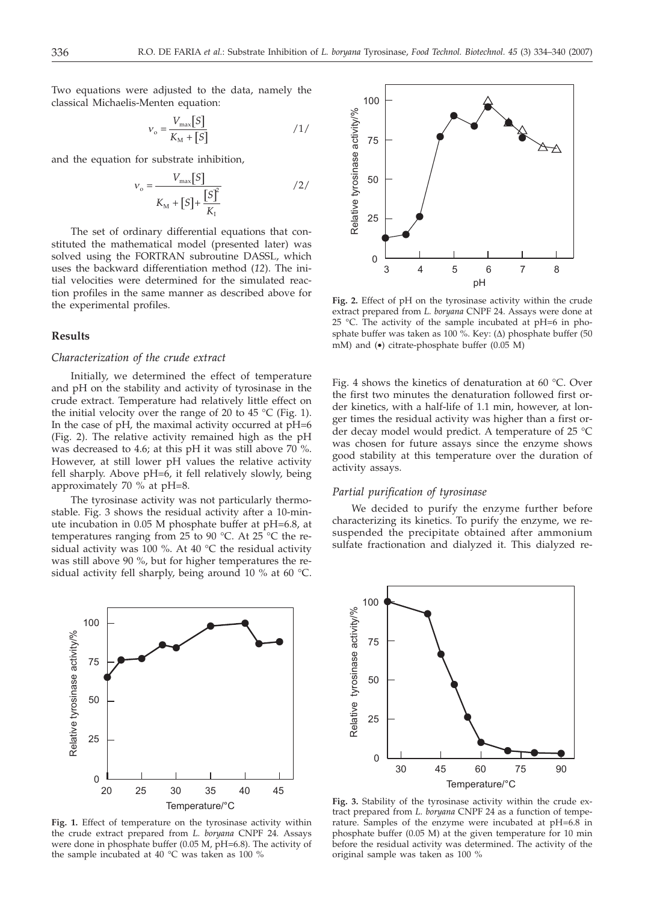Two equations were adjusted to the data, namely the classical Michaelis-Menten equation:

$$v_o = \frac{V_{max}[S]}{K_M + [S]} \qquad /1/$$

and the equation for substrate inhibition,

$$v_o = \frac{V_{max}[S]}{K_M + [S] + \frac{[S]^2}{K_I}} \qquad /2/$$

The set of ordinary differential equations that constituted the mathematical model (presented later) was solved using the FORTRAN subroutine DASSL, which uses the backward differentiation method (*12*). The initial velocities were determined for the simulated reaction profiles in the same manner as described above for the experimental profiles.

## Results

### *Characterization of the crude extract*

Initially, we determined the effect of temperature and pH on the stability and activity of tyrosinase in the crude extract. Temperature had relatively little effect on the initial velocity over the range of 20 to 45 °C (Fig. 1). In the case of pH, the maximal activity occurred at pH=6 (Fig. 2). The relative activity remained high as the pH was decreased to 4.6; at this pH it was still above 70 %. However, at still lower pH values the relative activity fell sharply. Above pH=6, it fell relatively slowly, being approximately 70 % at pH=8.

The tyrosinase activity was not particularly thermostable. Fig. 3 shows the residual activity after a 10-minute incubation in 0.05 M phosphate buffer at pH=6.8, at temperatures ranging from 25 to 90 °C. At 25 °C the residual activity was 100 %. At 40 °C the residual activity was still above 90 %, but for higher temperatures the residual activity fell sharply, being around 10 % at 60 °C. Fig. 4 shows the kinetics of denaturation at 60 °C. Over the first two minutes the denaturation followed first order kinetics, with a half-life of 1.1 min, however, at longer times the residual activity was higher than a first order decay model would predict. A temperature of 25 °C was chosen for future assays since the enzyme shows good stability at this temperature over the duration of activity assays.

### *Partial purification of tyrosinase*

We decided to purify the enzyme further before characterizing its kinetics. To purify the enzyme, we resuspended the precipitate obtained after ammonium sulfate fractionation and dialyzed it. This dialyzed re-

**Fig. 1.** Effect of temperature on the tyrosinase activity within the crude extract prepared from *L. boryana* CNPF 24. Assays were done in phosphate buffer (0.05 M, pH=6.8). The activity of the sample incubated at 40 °C was taken as 100 %

**Fig. 2.** Effect of pH on the tyrosinase activity within the crude extract prepared from *L. boryana* CNPF 24. Assays were done at 25 °C. The activity of the sample incubated at pH=6 in phosphate buffer was taken as 100 %. Key: (Δ) phosphate buffer (50 mM) and (•) citrate-phosphate buffer (0.05 M)

**Fig. 3.** Stability of the tyrosinase activity within the crude extract prepared from *L. boryana* CNPF 24 as a function of temperature. Samples of the enzyme were incubated at pH=6.8 in phosphate buffer (0.05 M) at the given temperature for 10 min before the residual activity was determined. The activity of the original sample was taken as 100 %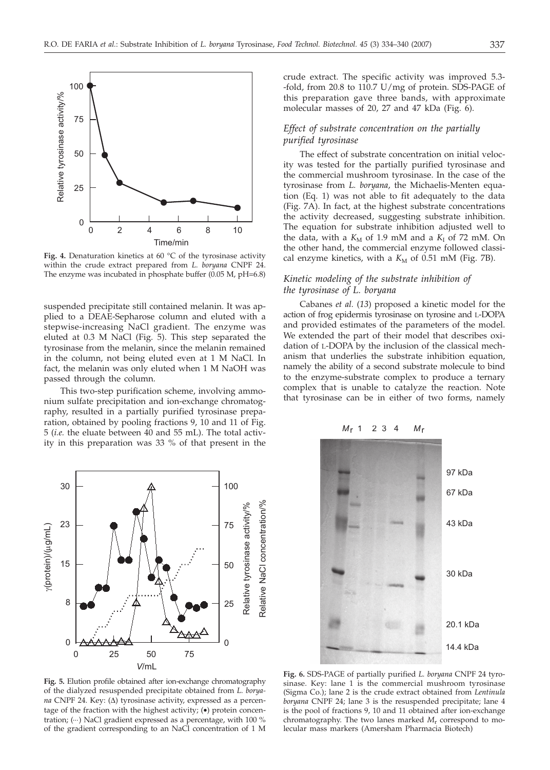Fig. 4. Denaturation kinetics at 60 °C of the tyrosinase activity within the crude extract prepared from *L. boryana* CNPF 24. The enzyme was incubated in phosphate buffer (0.05 M, pH=6.8)

suspended precipitate still contained melanin. It was applied to a DEAE-Sepharose column and eluted with a stepwise-increasing NaCl gradient. The enzyme was eluted at 0.3 M NaCl (Fig. 5). This step separated the tyrosinase from the melanin, since the melanin remained in the column, not being eluted even at 1 M NaCl. In fact, the melanin was only eluted when 1 M NaOH was passed through the column.

This two-step purification scheme, involving ammonium sulfate precipitation and ion-exchange chromatography, resulted in a partially purified tyrosinase preparation, obtained by pooling fractions 9, 10 and 11 of Fig. 5 (*i.e.* the eluate between 40 and 55 mL). The total activity in this preparation was 33 % of that present in the crude extract. The specific activity was improved 5.3-fold, from 20.8 to 110.7 U/mg of protein. SDS-PAGE of this preparation gave three bands, with approximate molecular masses of 20, 27 and 47 kDa (Fig. 6).

### *Effect of substrate concentration on the partially purified tyrosinase*

The effect of substrate concentration on initial velocity was tested for the partially purified tyrosinase and the commercial mushroom tyrosinase. In the case of the tyrosinase from *L. boryana*, the Michaelis-Menten equation (Eq. 1) was not able to fit adequately to the data (Fig. 7A). In fact, at the highest substrate concentrations the activity decreased, suggesting substrate inhibition. The equation for substrate inhibition adjusted well to the data, with a $K_M$ of 1.9 mM and a $K_I$ of 72 mM. On the other hand, the commercial enzyme followed classical enzyme kinetics, with a $K_M$ of 0.51 mM (Fig. 7B).

### *Kinetic modeling of the substrate inhibition of the tyrosinase of L. boryana*

Cabanes *et al.* (*13*) proposed a kinetic model for the action of frog epidermis tyrosinase on tyrosine and L-DOPA and provided estimates of the parameters of the model. We extended the part of their model that describes oxidation of L-DOPA by the inclusion of the classical mechanism that underlies the substrate inhibition equation, namely the ability of a second substrate molecule to bind to the enzyme-substrate complex to produce a ternary complex that is unable to catalyze the reaction. Note that tyrosinase can be in either of two forms, namely

Fig. 5. Elution profile obtained after ion-exchange chromatography of the dialyzed resuspended precipitate obtained from *L. boryana* CNPF 24. Key: (Δ) tyrosinase activity, expressed as a percentage of the fraction with the highest activity; (•) protein concentration; (···) NaCl gradient expressed as a percentage, with 100 % of the gradient corresponding to an NaCl concentration of 1 M

Fig. 6. SDS-PAGE of partially purified *L. boryana* CNPF 24 tyrosinase. Key: lane 1 is the commercial mushroom tyrosinase (Sigma Co.); lane 2 is the crude extract obtained from *Lentinula boryana* CNPF 24; lane 3 is the resuspended precipitate; lane 4 is the pool of fractions 9, 10 and 11 obtained after ion-exchange chromatography. The two lanes marked $M_r$ correspond to molecular mass markers (Amersham Pharmacia Biotech)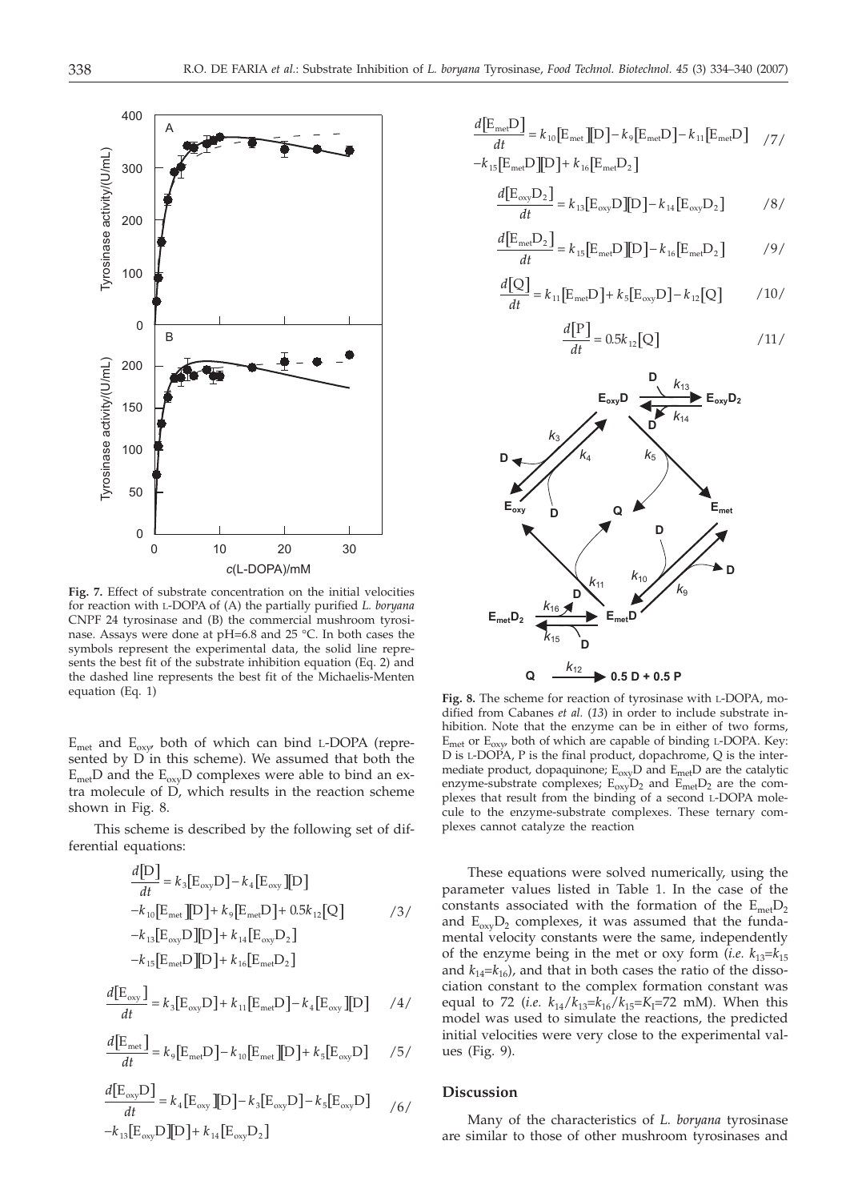**Fig. 7.** Effect of substrate concentration on the initial velocities for reaction with L-DOPA of (A) the partially purified *L. boryana* CNPF 24 tyrosinase and (B) the commercial mushroom tyrosinase. Assays were done at pH=6.8 and 25 °C. In both cases the symbols represent the experimental data, the solid line represents the best fit of the substrate inhibition equation (Eq. 2) and the dashed line represents the best fit of the Michaelis-Menten equation (Eq. 1)

$E_{met}$ and $E_{oxy}$, both of which can bind L-DOPA (represented by D in this scheme). We assumed that both the $E_{met}D$ and the $E_{oxy}D$ complexes were able to bind an extra molecule of D, which results in the reaction scheme shown in Fig. 8.

This scheme is described by the following set of differential equations:

$$\frac{d[\mathrm{D}]}{dt} = k_3[\mathrm{E_{oxy}D}] - k_4[\mathrm{E_{oxy}}][\mathrm{D}] - k_{10}[\mathrm{E_{met}}][\mathrm{D}] + k_9[\mathrm{E_{met}D}] + 0.5k_{12}[\mathrm{Q}] - k_{13}[\mathrm{E_{oxy}D}][\mathrm{D}] + k_{14}[\mathrm{E_{oxy}D_2}] - k_{15}[\mathrm{E_{met}D}][\mathrm{D}] + k_{16}[\mathrm{E_{met}D_2}] \quad /3/$$

$$\frac{d[\mathrm{E_{oxy}}]}{dt} = k_3[\mathrm{E_{oxy}D}] + k_{11}[\mathrm{E_{met}D}] - k_4[\mathrm{E_{oxy}}][\mathrm{D}] \quad /4/$$

$$\frac{d[\mathrm{E_{met}}]}{dt} = k_9[\mathrm{E_{met}D}] - k_{10}[\mathrm{E_{met}}][\mathrm{D}] + k_5[\mathrm{E_{oxy}D}] \quad /5/$$

$$\frac{d[\mathrm{E_{oxy}D}]}{dt} = k_4[\mathrm{E_{oxy}}][\mathrm{D}] - k_3[\mathrm{E_{oxy}D}] - k_5[\mathrm{E_{oxy}D}] - k_{13}[\mathrm{E_{oxy}D}][\mathrm{D}] + k_{14}[\mathrm{E_{oxy}D_2}] \quad /6/$$

$$\frac{d[\mathrm{E_{met}D}]}{dt} = k_{10}[\mathrm{E_{met}}][\mathrm{D}] - k_9[\mathrm{E_{met}D}] - k_{11}[\mathrm{E_{met}D}] - k_{15}[\mathrm{E_{met}D}][\mathrm{D}] + k_{16}[\mathrm{E_{met}D_2}] \quad /7/$$

$$\frac{d[\mathrm{E_{oxy}D_2}]}{dt} = k_{13}[\mathrm{E_{oxy}D}][\mathrm{D}] - k_{14}[\mathrm{E_{oxy}D_2}] \quad /8/$$

$$\frac{d[\mathrm{E_{met}D_2}]}{dt} = k_{15}[\mathrm{E_{met}D}][\mathrm{D}] - k_{16}[\mathrm{E_{met}D_2}] \quad /9/$$

$$\frac{d[\mathrm{Q}]}{dt} = k_{11}[\mathrm{E_{met}D}] + k_5[\mathrm{E_{oxy}D}] - k_{12}[\mathrm{Q}] \quad /10/$$

$$\frac{d[\mathrm{P}]}{dt} = 0.5k_{12}[\mathrm{Q}] \quad /11/$$

**Fig. 8.** The scheme for reaction of tyrosinase with L-DOPA, modified from Cabanes *et al.* (*13*) in order to include substrate inhibition. Note that the enzyme can be in either of two forms, $E_{met}$ or $E_{oxy}$, both of which are capable of binding L-DOPA. Key: D is L-DOPA, P is the final product, dopachrome, Q is the intermediate product, dopaquinone; $E_{oxy}D$ and $E_{met}D$ are the catalytic enzyme-substrate complexes; $E_{oxy}D_2$ and $E_{met}D_2$ are the complexes that result from the binding of a second L-DOPA molecule to the enzyme-substrate complexes. These ternary complexes cannot catalyze the reaction

These equations were solved numerically, using the parameter values listed in Table 1. In the case of the constants associated with the formation of the $E_{met}D_2$ and $E_{oxy}D_2$ complexes, it was assumed that the fundamental velocity constants were the same, independently of the enzyme being in the met or oxy form (*i.e.* $k_{13}=k_{15}$ and $k_{14}=k_{16}$), and that in both cases the ratio of the dissociation constant to the complex formation constant was equal to 72 (*i.e.* $k_{14}/k_{13}=k_{16}/k_{15}=K_I$=72 mM). When this model was used to simulate the reactions, the predicted initial velocities were very close to the experimental values (Fig. 9).

## Discussion

Many of the characteristics of *L. boryana* tyrosinase are similar to those of other mushroom tyrosinases and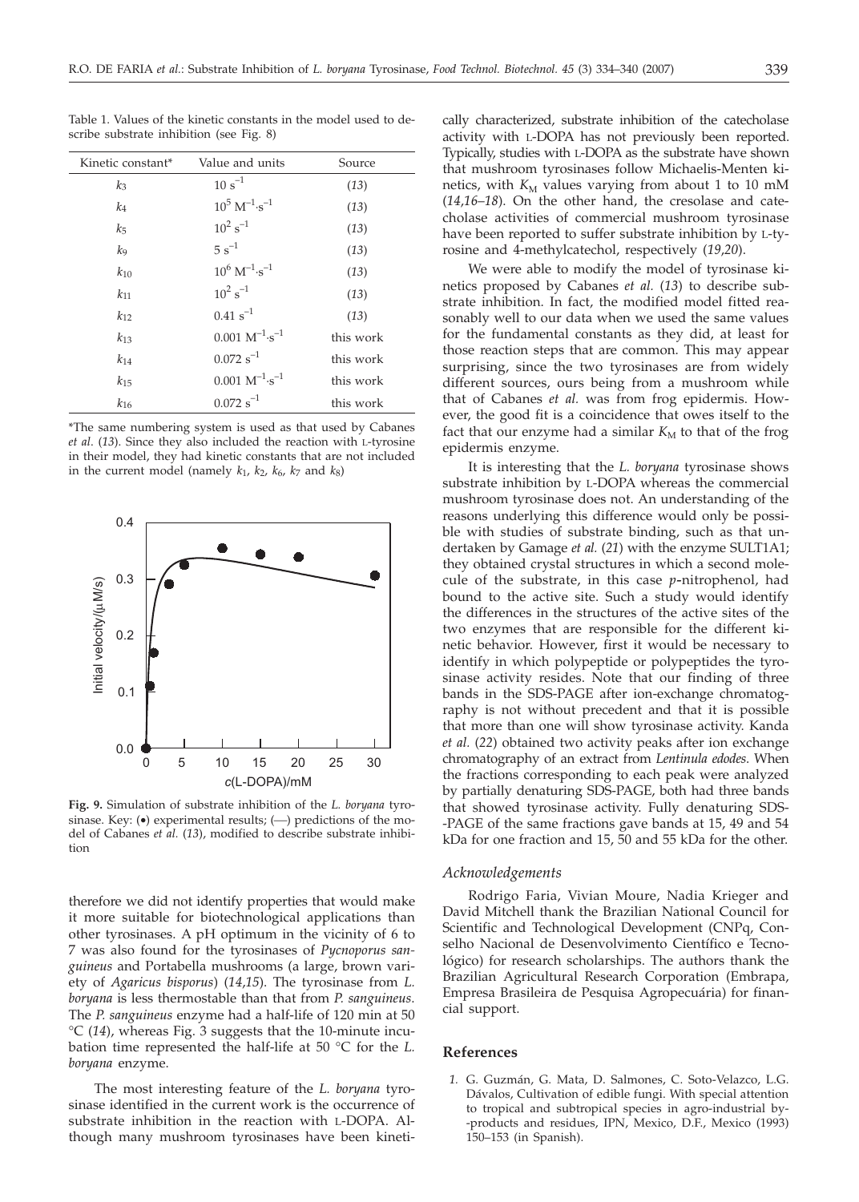Table 1. Values of the kinetic constants in the model used to describe substrate inhibition (see Fig. 8)

| Kinetic constant* | Value and units | Source |
|---|---|---|
| $k_3$ | $10\ s^{-1}$ | (*13*) |
| $k_4$ | $10^5\ M^{-1}{\cdot}s^{-1}$ | (*13*) |
| $k_5$ | $10^2\ s^{-1}$ | (*13*) |
| $k_9$ | $5\ s^{-1}$ | (*13*) |
| $k_{10}$ | $10^6\ M^{-1}{\cdot}s^{-1}$ | (*13*) |
| $k_{11}$ | $10^2\ s^{-1}$ | (*13*) |
| $k_{12}$ | $0.41\ s^{-1}$ | (*13*) |
| $k_{13}$ | $0.001\ M^{-1}{\cdot}s^{-1}$ | this work |
| $k_{14}$ | $0.072\ s^{-1}$ | this work |
| $k_{15}$ | $0.001\ M^{-1}{\cdot}s^{-1}$ | this work |
| $k_{16}$ | $0.072\ s^{-1}$ | this work |

*The same numbering system is used as that used by Cabanes *et al.* (*13*). Since they also included the reaction with L-tyrosine in their model, they had kinetic constants that are not included in the current model (namely $k_1$, $k_2$, $k_6$, $k_7$ and $k_8$)

**Fig. 9.** Simulation of substrate inhibition of the *L. boryana* tyrosinase. Key: (•) experimental results; (—) predictions of the model of Cabanes *et al.* (*13*), modified to describe substrate inhibition

therefore we did not identify properties that would make it more suitable for biotechnological applications than other tyrosinases. A pH optimum in the vicinity of 6 to 7 was also found for the tyrosinases of *Pycnoporus sanguineus* and Portabella mushrooms (a large, brown variety of *Agaricus bisporus*) (*14,15*). The tyrosinase from *L. boryana* is less thermostable than that from *P. sanguineus*. The *P. sanguineus* enzyme had a half-life of 120 min at 50 °C (*14*), whereas Fig. 3 suggests that the 10-minute incubation time represented the half-life at 50 °C for the *L. boryana* enzyme.

The most interesting feature of the *L. boryana* tyrosinase identified in the current work is the occurrence of substrate inhibition in the reaction with L-DOPA. Although many mushroom tyrosinases have been kinetically characterized, substrate inhibition of the catecholase activity with L-DOPA has not previously been reported. Typically, studies with L-DOPA as the substrate have shown that mushroom tyrosinases follow Michaelis-Menten kinetics, with $K_M$ values varying from about 1 to 10 mM (*14,16–18*). On the other hand, the cresolase and catecholase activities of commercial mushroom tyrosinase have been reported to suffer substrate inhibition by L-tyrosine and 4-methylcatechol, respectively (*19,20*).

We were able to modify the model of tyrosinase kinetics proposed by Cabanes *et al.* (*13*) to describe substrate inhibition. In fact, the modified model fitted reasonably well to our data when we used the same values for the fundamental constants as they did, at least for those reaction steps that are common. This may appear surprising, since the two tyrosinases are from widely different sources, ours being from a mushroom while that of Cabanes *et al.* was from frog epidermis. However, the good fit is a coincidence that owes itself to the fact that our enzyme had a similar $K_M$ to that of the frog epidermis enzyme.

It is interesting that the *L. boryana* tyrosinase shows substrate inhibition by L-DOPA whereas the commercial mushroom tyrosinase does not. An understanding of the reasons underlying this difference would only be possible with studies of substrate binding, such as that undertaken by Gamage *et al.* (*21*) with the enzyme SULT1A1; they obtained crystal structures in which a second molecule of the substrate, in this case *p*-nitrophenol, had bound to the active site. Such a study would identify the differences in the structures of the active sites of the two enzymes that are responsible for the different kinetic behavior. However, first it would be necessary to identify in which polypeptide or polypeptides the tyrosinase activity resides. Note that our finding of three bands in the SDS-PAGE after ion-exchange chromatography is not without precedent and that it is possible that more than one will show tyrosinase activity. Kanda *et al.* (*22*) obtained two activity peaks after ion exchange chromatography of an extract from *Lentinula edodes*. When the fractions corresponding to each peak were analyzed by partially denaturing SDS-PAGE, both had three bands that showed tyrosinase activity. Fully denaturing SDS-PAGE of the same fractions gave bands at 15, 49 and 54 kDa for one fraction and 15, 50 and 55 kDa for the other.

### *Acknowledgements*

Rodrigo Faria, Vivian Moure, Nadia Krieger and David Mitchell thank the Brazilian National Council for Scientific and Technological Development (CNPq, Conselho Nacional de Desenvolvimento Científico e Tecnológico) for research scholarships. The authors thank the Brazilian Agricultural Research Corporation (Embrapa, Empresa Brasileira de Pesquisa Agropecuária) for financial support.

## References

1. G. Guzmán, G. Mata, D. Salmones, C. Soto-Velazco, L.G. Dávalos, Cultivation of edible fungi. With special attention to tropical and subtropical species in agro-industrial by-products and residues, IPN, Mexico, D.F., Mexico (1993) 150–153 (in Spanish).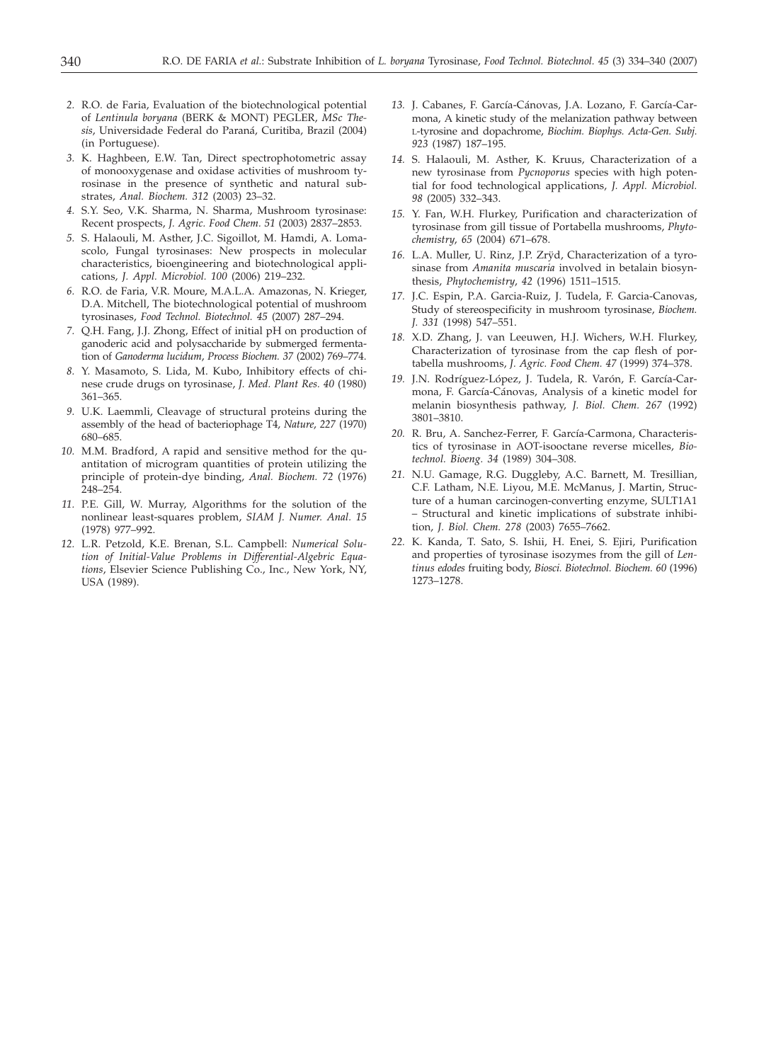2. R.O. de Faria, Evaluation of the biotechnological potential of *Lentinula boryana* (BERK & MONT) PEGLER, *MSc Thesis*, Universidade Federal do Paraná, Curitiba, Brazil (2004) (in Portuguese).
3. K. Haghbeen, E.W. Tan, Direct spectrophotometric assay of monooxygenase and oxidase activities of mushroom tyrosinase in the presence of synthetic and natural substrates, *Anal. Biochem. 312* (2003) 23–32.
4. S.Y. Seo, V.K. Sharma, N. Sharma, Mushroom tyrosinase: Recent prospects, *J. Agric. Food Chem. 51* (2003) 2837–2853.
5. S. Halaouli, M. Asther, J.C. Sigoillot, M. Hamdi, A. Lomascolo, Fungal tyrosinases: New prospects in molecular characteristics, bioengineering and biotechnological applications, *J. Appl. Microbiol. 100* (2006) 219–232.
6. R.O. de Faria, V.R. Moure, M.A.L.A. Amazonas, N. Krieger, D.A. Mitchell, The biotechnological potential of mushroom tyrosinases, *Food Technol. Biotechnol. 45* (2007) 287–294.
7. Q.H. Fang, J.J. Zhong, Effect of initial pH on production of ganoderic acid and polysaccharide by submerged fermentation of *Ganoderma lucidum*, *Process Biochem. 37* (2002) 769–774.
8. Y. Masamoto, S. Lida, M. Kubo, Inhibitory effects of chinese crude drugs on tyrosinase, *J. Med. Plant Res. 40* (1980) 361–365.
9. U.K. Laemmli, Cleavage of structural proteins during the assembly of the head of bacteriophage T4, *Nature, 227* (1970) 680–685.
10. M.M. Bradford, A rapid and sensitive method for the quantitation of microgram quantities of protein utilizing the principle of protein-dye binding, *Anal. Biochem. 72* (1976) 248–254.
11. P.E. Gill, W. Murray, Algorithms for the solution of the nonlinear least-squares problem, *SIAM J. Numer. Anal. 15* (1978) 977–992.
12. L.R. Petzold, K.E. Brenan, S.L. Campbell: *Numerical Solution of Initial-Value Problems in Differential-Algebric Equations*, Elsevier Science Publishing Co., Inc., New York, NY, USA (1989).
13. J. Cabanes, F. García-Cánovas, J.A. Lozano, F. García-Carmona, A kinetic study of the melanization pathway between L-tyrosine and dopachrome, *Biochim. Biophys. Acta-Gen. Subj. 923* (1987) 187–195.
14. S. Halaouli, M. Asther, K. Kruus, Characterization of a new tyrosinase from *Pycnoporus* species with high potential for food technological applications, *J. Appl. Microbiol. 98* (2005) 332–343.
15. Y. Fan, W.H. Flurkey, Purification and characterization of tyrosinase from gill tissue of Portabella mushrooms, *Phytochemistry, 65* (2004) 671–678.
16. L.A. Muller, U. Rinz, J.P. Zrÿd, Characterization of a tyrosinase from *Amanita muscaria* involved in betalain biosynthesis, *Phytochemistry, 42* (1996) 1511–1515.
17. J.C. Espin, P.A. Garcia-Ruiz, J. Tudela, F. Garcia-Canovas, Study of stereospecificity in mushroom tyrosinase, *Biochem. J. 331* (1998) 547–551.
18. X.D. Zhang, J. van Leeuwen, H.J. Wichers, W.H. Flurkey, Characterization of tyrosinase from the cap flesh of portabella mushrooms, *J. Agric. Food Chem. 47* (1999) 374–378.
19. J.N. Rodríguez-López, J. Tudela, R. Varón, F. García-Carmona, F. García-Cánovas, Analysis of a kinetic model for melanin biosynthesis pathway, *J. Biol. Chem. 267* (1992) 3801–3810.
20. R. Bru, A. Sanchez-Ferrer, F. García-Carmona, Characteristics of tyrosinase in AOT-isooctane reverse micelles, *Biotechnol. Bioeng. 34* (1989) 304–308.
21. N.U. Gamage, R.G. Duggleby, A.C. Barnett, M. Tresillian, C.F. Latham, N.E. Liyou, M.E. McManus, J. Martin, Structure of a human carcinogen-converting enzyme, SULT1A1 – Structural and kinetic implications of substrate inhibition, *J. Biol. Chem. 278* (2003) 7655–7662.
22. K. Kanda, T. Sato, S. Ishii, H. Enei, S. Ejiri, Purification and properties of tyrosinase isozymes from the gill of *Lentinus edodes* fruiting body, *Biosci. Biotechnol. Biochem. 60* (1996) 1273–1278.